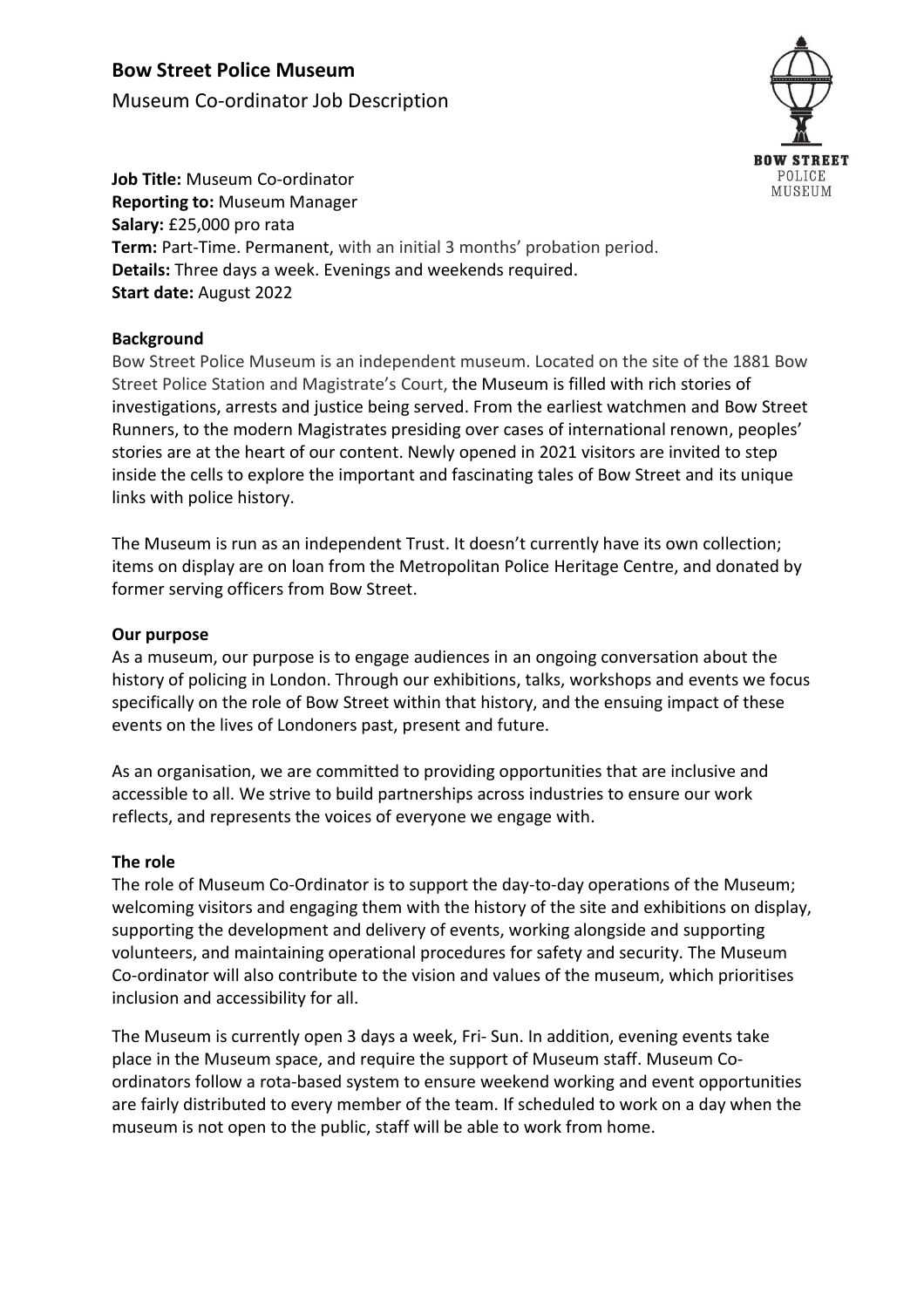# Bow Street Police Museum

Museum Co-ordinator Job Description

**Job Title:** Museum Co-ordinator
**Reporting to:** Museum Manager
**Salary:** £25,000 pro rata
**Term:** Part-Time. Permanent, with an initial 3 months' probation period.
**Details:** Three days a week. Evenings and weekends required.
**Start date:** August 2022

## Background

Bow Street Police Museum is an independent museum. Located on the site of the 1881 Bow Street Police Station and Magistrate's Court, the Museum is filled with rich stories of investigations, arrests and justice being served. From the earliest watchmen and Bow Street Runners, to the modern Magistrates presiding over cases of international renown, peoples' stories are at the heart of our content. Newly opened in 2021 visitors are invited to step inside the cells to explore the important and fascinating tales of Bow Street and its unique links with police history.

The Museum is run as an independent Trust. It doesn't currently have its own collection; items on display are on loan from the Metropolitan Police Heritage Centre, and donated by former serving officers from Bow Street.

## Our purpose

As a museum, our purpose is to engage audiences in an ongoing conversation about the history of policing in London. Through our exhibitions, talks, workshops and events we focus specifically on the role of Bow Street within that history, and the ensuing impact of these events on the lives of Londoners past, present and future.

As an organisation, we are committed to providing opportunities that are inclusive and accessible to all. We strive to build partnerships across industries to ensure our work reflects, and represents the voices of everyone we engage with.

## The role

The role of Museum Co-Ordinator is to support the day-to-day operations of the Museum; welcoming visitors and engaging them with the history of the site and exhibitions on display, supporting the development and delivery of events, working alongside and supporting volunteers, and maintaining operational procedures for safety and security. The Museum Co-ordinator will also contribute to the vision and values of the museum, which prioritises inclusion and accessibility for all.

The Museum is currently open 3 days a week, Fri- Sun. In addition, evening events take place in the Museum space, and require the support of Museum staff. Museum Co-ordinators follow a rota-based system to ensure weekend working and event opportunities are fairly distributed to every member of the team. If scheduled to work on a day when the museum is not open to the public, staff will be able to work from home.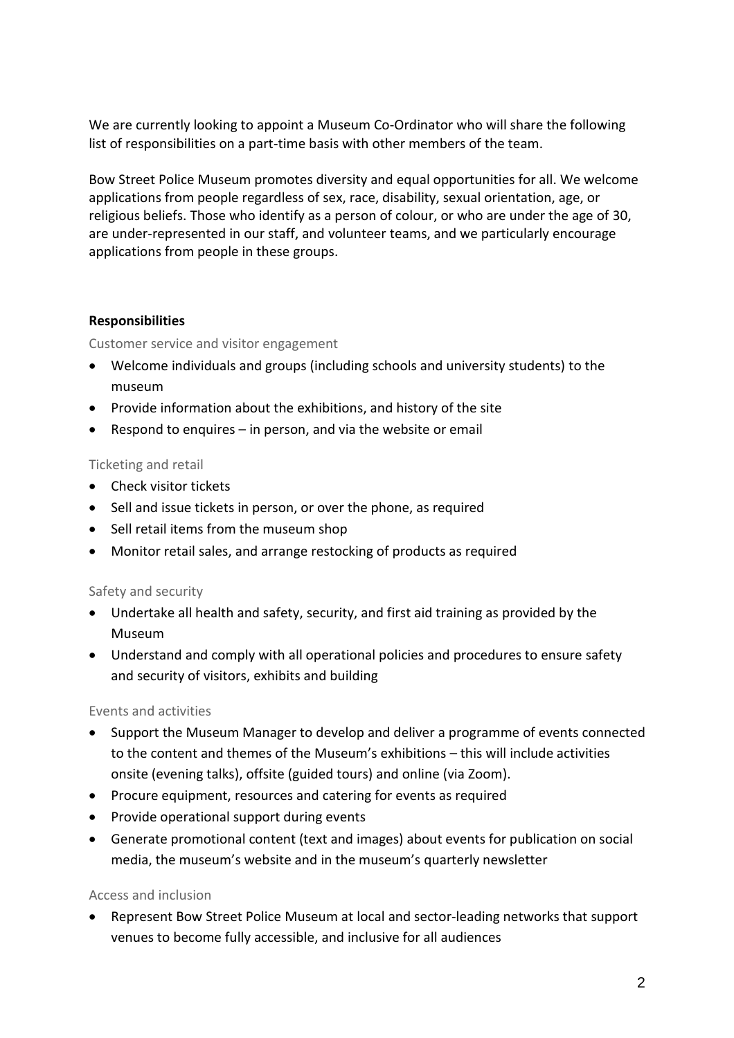We are currently looking to appoint a Museum Co-Ordinator who will share the following list of responsibilities on a part-time basis with other members of the team.

Bow Street Police Museum promotes diversity and equal opportunities for all. We welcome applications from people regardless of sex, race, disability, sexual orientation, age, or religious beliefs. Those who identify as a person of colour, or who are under the age of 30, are under-represented in our staff, and volunteer teams, and we particularly encourage applications from people in these groups.

**Responsibilities**

Customer service and visitor engagement

- Welcome individuals and groups (including schools and university students) to the museum
- Provide information about the exhibitions, and history of the site
- Respond to enquires – in person, and via the website or email

Ticketing and retail

- Check visitor tickets
- Sell and issue tickets in person, or over the phone, as required
- Sell retail items from the museum shop
- Monitor retail sales, and arrange restocking of products as required

Safety and security

- Undertake all health and safety, security, and first aid training as provided by the Museum
- Understand and comply with all operational policies and procedures to ensure safety and security of visitors, exhibits and building

Events and activities

- Support the Museum Manager to develop and deliver a programme of events connected to the content and themes of the Museum's exhibitions – this will include activities onsite (evening talks), offsite (guided tours) and online (via Zoom).
- Procure equipment, resources and catering for events as required
- Provide operational support during events
- Generate promotional content (text and images) about events for publication on social media, the museum's website and in the museum's quarterly newsletter

Access and inclusion

- Represent Bow Street Police Museum at local and sector-leading networks that support venues to become fully accessible, and inclusive for all audiences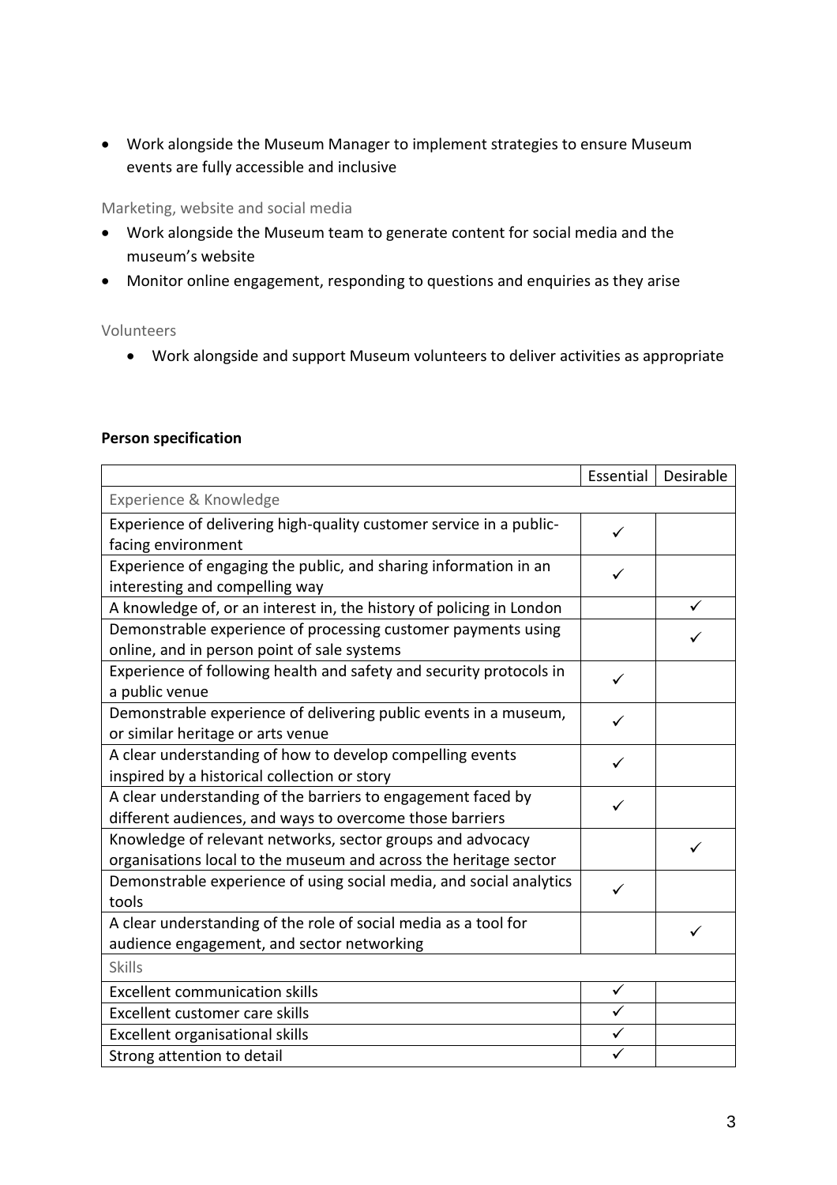- Work alongside the Museum Manager to implement strategies to ensure Museum events are fully accessible and inclusive

### Marketing, website and social media

- Work alongside the Museum team to generate content for social media and the museum's website
- Monitor online engagement, responding to questions and enquiries as they arise

### Volunteers

- Work alongside and support Museum volunteers to deliver activities as appropriate

**Person specification**

| | Essential | Desirable |
|---|---|---|
| Experience & Knowledge | | |
| Experience of delivering high-quality customer service in a public-facing environment | ✓ | |
| Experience of engaging the public, and sharing information in an interesting and compelling way | ✓ | |
| A knowledge of, or an interest in, the history of policing in London | | ✓ |
| Demonstrable experience of processing customer payments using online, and in person point of sale systems | | ✓ |
| Experience of following health and safety and security protocols in a public venue | ✓ | |
| Demonstrable experience of delivering public events in a museum, or similar heritage or arts venue | ✓ | |
| A clear understanding of how to develop compelling events inspired by a historical collection or story | ✓ | |
| A clear understanding of the barriers to engagement faced by different audiences, and ways to overcome those barriers | ✓ | |
| Knowledge of relevant networks, sector groups and advocacy organisations local to the museum and across the heritage sector | | ✓ |
| Demonstrable experience of using social media, and social analytics tools | ✓ | |
| A clear understanding of the role of social media as a tool for audience engagement, and sector networking | | ✓ |
| Skills | | |
| Excellent communication skills | ✓ | |
| Excellent customer care skills | ✓ | |
| Excellent organisational skills | ✓ | |
| Strong attention to detail | ✓ | |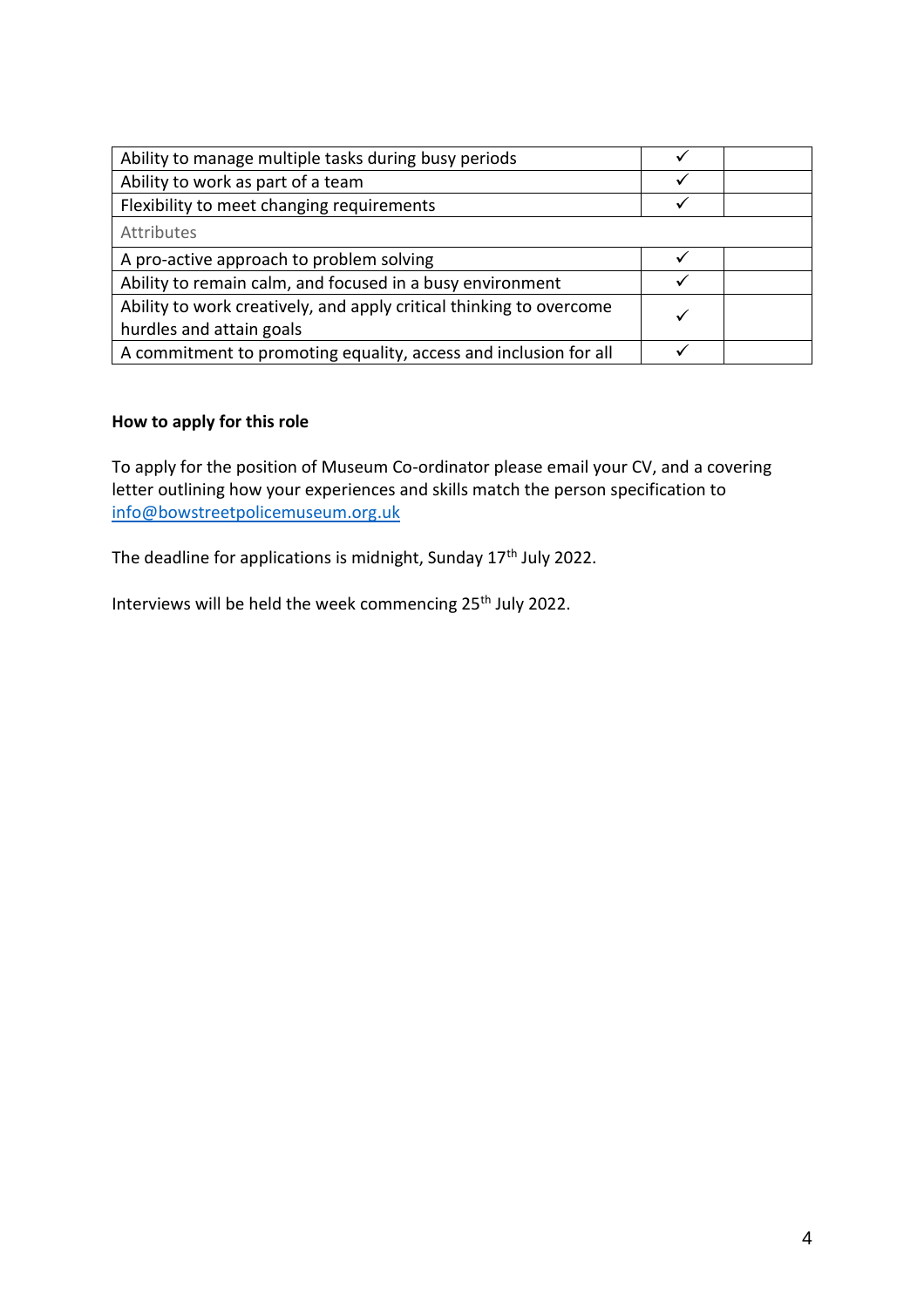| | | |
|---|---|---|
| Ability to manage multiple tasks during busy periods | ✓ | |
| Ability to work as part of a team | ✓ | |
| Flexibility to meet changing requirements | ✓ | |
| Attributes | | |
| A pro-active approach to problem solving | ✓ | |
| Ability to remain calm, and focused in a busy environment | ✓ | |
| Ability to work creatively, and apply critical thinking to overcome hurdles and attain goals | ✓ | |
| A commitment to promoting equality, access and inclusion for all | ✓ | |

**How to apply for this role**

To apply for the position of Museum Co-ordinator please email your CV, and a covering letter outlining how your experiences and skills match the person specification to info@bowstreetpolicemuseum.org.uk

The deadline for applications is midnight, Sunday 17th July 2022.

Interviews will be held the week commencing 25th July 2022.